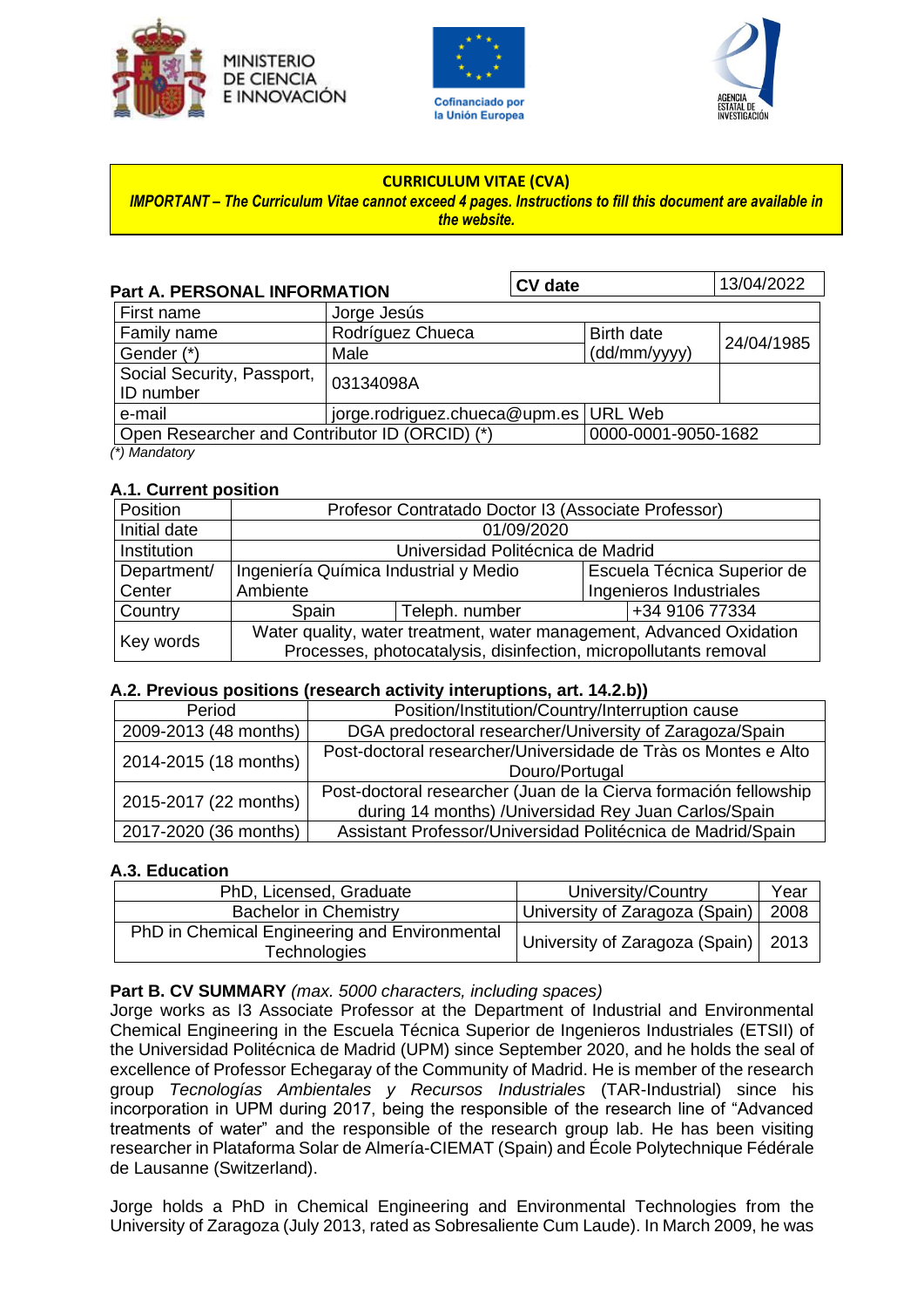MINISTERIO DE CIENCIA E INNOVACIÓN

Cofinanciado por la Unión Europea

AGENCIA ESTATAL DE INVESTIGACIÓN

**CURRICULUM VITAE (CVA)**

***IMPORTANT – The Curriculum Vitae cannot exceed 4 pages. Instructions to fill this document are available in the website.***

## Part A. PERSONAL INFORMATION

| | | CV date | 13/04/2022 |
|---|---|---|---|
| First name | Jorge Jesús | | |
| Family name | Rodríguez Chueca | Birth date (dd/mm/yyyy) | 24/04/1985 |
| Gender (*) | Male | | |
| Social Security, Passport, ID number | 03134098A | | |
| e-mail | jorge.rodriguez.chueca@upm.es | URL Web | |
| Open Researcher and Contributor ID (ORCID) (*) | | 0000-0001-9050-1682 | |

*(*) Mandatory*

### A.1. Current position

| | | | |
|---|---|---|---|
| Position | Profesor Contratado Doctor I3 (Associate Professor) | | |
| Initial date | 01/09/2020 | | |
| Institution | Universidad Politécnica de Madrid | | |
| Department/ Center | Ingeniería Química Industrial y Medio Ambiente | | Escuela Técnica Superior de Ingenieros Industriales |
| Country | Spain | Teleph. number | +34 9106 77334 |
| Key words | Water quality, water treatment, water management, Advanced Oxidation Processes, photocatalysis, disinfection, micropollutants removal | | |

### A.2. Previous positions (research activity interuptions, art. 14.2.b))

| Period | Position/Institution/Country/Interruption cause |
|---|---|
| 2009-2013 (48 months) | DGA predoctoral researcher/University of Zaragoza/Spain |
| 2014-2015 (18 months) | Post-doctoral researcher/Universidade de Tràs os Montes e Alto Douro/Portugal |
| 2015-2017 (22 months) | Post-doctoral researcher (Juan de la Cierva formación fellowship during 14 months) /Universidad Rey Juan Carlos/Spain |
| 2017-2020 (36 months) | Assistant Professor/Universidad Politécnica de Madrid/Spain |

### A.3. Education

| PhD, Licensed, Graduate | University/Country | Year |
|---|---|---|
| Bachelor in Chemistry | University of Zaragoza (Spain) | 2008 |
| PhD in Chemical Engineering and Environmental Technologies | University of Zaragoza (Spain) | 2013 |

## Part B. CV SUMMARY *(max. 5000 characters, including spaces)*

Jorge works as I3 Associate Professor at the Department of Industrial and Environmental Chemical Engineering in the Escuela Técnica Superior de Ingenieros Industriales (ETSII) of the Universidad Politécnica de Madrid (UPM) since September 2020, and he holds the seal of excellence of Professor Echegaray of the Community of Madrid. He is member of the research group *Tecnologías Ambientales y Recursos Industriales* (TAR-Industrial) since his incorporation in UPM during 2017, being the responsible of the research line of "Advanced treatments of water" and the responsible of the research group lab. He has been visiting researcher in Plataforma Solar de Almería-CIEMAT (Spain) and École Polytechnique Fédérale de Lausanne (Switzerland).

Jorge holds a PhD in Chemical Engineering and Environmental Technologies from the University of Zaragoza (July 2013, rated as Sobresaliente Cum Laude). In March 2009, he was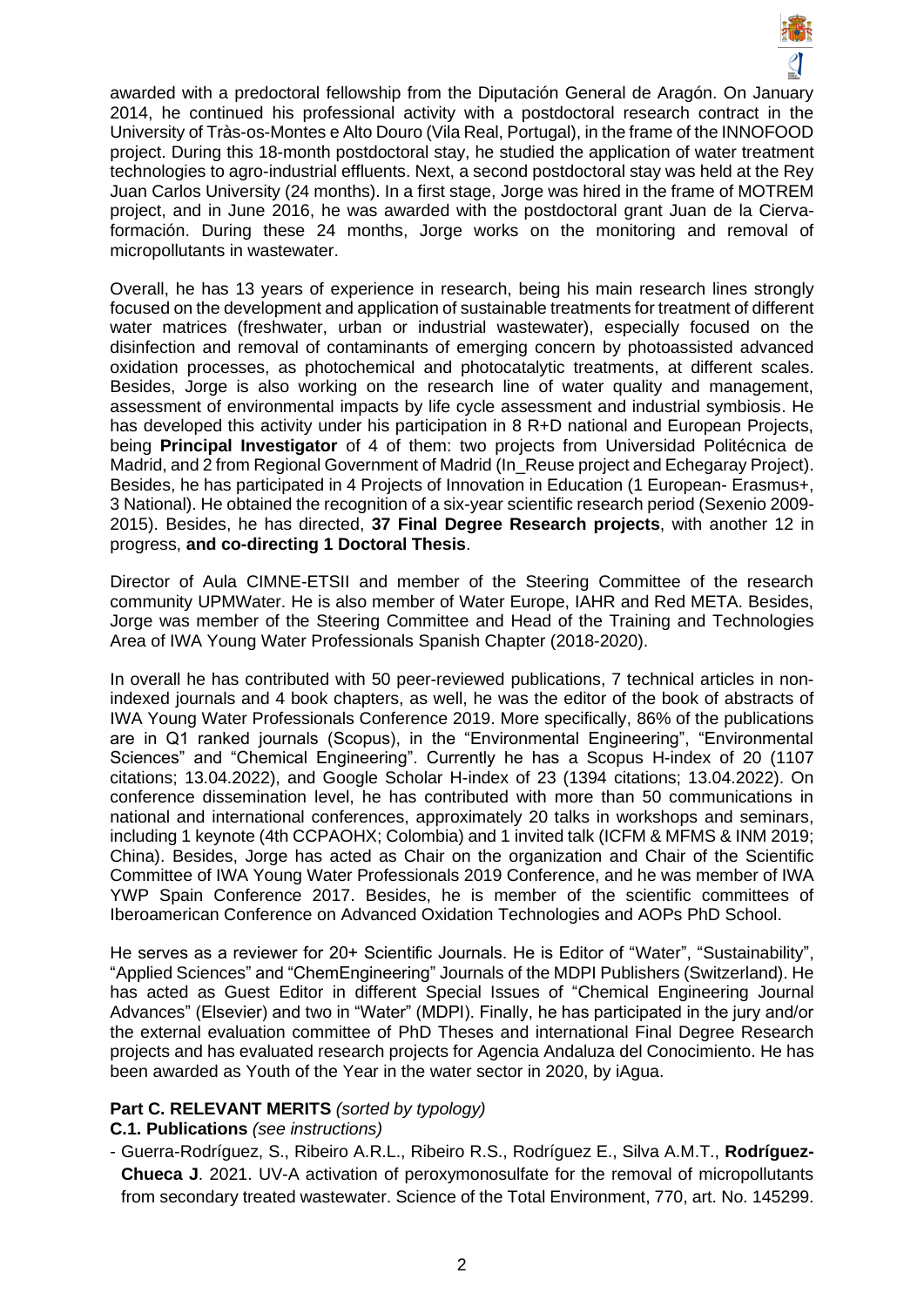awarded with a predoctoral fellowship from the Diputación General de Aragón. On January 2014, he continued his professional activity with a postdoctoral research contract in the University of Tràs-os-Montes e Alto Douro (Vila Real, Portugal), in the frame of the INNOFOOD project. During this 18-month postdoctoral stay, he studied the application of water treatment technologies to agro-industrial effluents. Next, a second postdoctoral stay was held at the Rey Juan Carlos University (24 months). In a first stage, Jorge was hired in the frame of MOTREM project, and in June 2016, he was awarded with the postdoctoral grant Juan de la Cierva-formación. During these 24 months, Jorge works on the monitoring and removal of micropollutants in wastewater.

Overall, he has 13 years of experience in research, being his main research lines strongly focused on the development and application of sustainable treatments for treatment of different water matrices (freshwater, urban or industrial wastewater), especially focused on the disinfection and removal of contaminants of emerging concern by photoassisted advanced oxidation processes, as photochemical and photocatalytic treatments, at different scales. Besides, Jorge is also working on the research line of water quality and management, assessment of environmental impacts by life cycle assessment and industrial symbiosis. He has developed this activity under his participation in 8 R+D national and European Projects, being **Principal Investigator** of 4 of them: two projects from Universidad Politécnica de Madrid, and 2 from Regional Government of Madrid (In_Reuse project and Echegaray Project). Besides, he has participated in 4 Projects of Innovation in Education (1 European- Erasmus+, 3 National). He obtained the recognition of a six-year scientific research period (Sexenio 2009-2015). Besides, he has directed, **37 Final Degree Research projects**, with another 12 in progress, **and co-directing 1 Doctoral Thesis**.

Director of Aula CIMNE-ETSII and member of the Steering Committee of the research community UPMWater. He is also member of Water Europe, IAHR and Red META. Besides, Jorge was member of the Steering Committee and Head of the Training and Technologies Area of IWA Young Water Professionals Spanish Chapter (2018-2020).

In overall he has contributed with 50 peer-reviewed publications, 7 technical articles in non-indexed journals and 4 book chapters, as well, he was the editor of the book of abstracts of IWA Young Water Professionals Conference 2019. More specifically, 86% of the publications are in Q1 ranked journals (Scopus), in the "Environmental Engineering", "Environmental Sciences" and "Chemical Engineering". Currently he has a Scopus H-index of 20 (1107 citations; 13.04.2022), and Google Scholar H-index of 23 (1394 citations; 13.04.2022). On conference dissemination level, he has contributed with more than 50 communications in national and international conferences, approximately 20 talks in workshops and seminars, including 1 keynote (4th CCPAOHX; Colombia) and 1 invited talk (ICFM & MFMS & INM 2019; China). Besides, Jorge has acted as Chair on the organization and Chair of the Scientific Committee of IWA Young Water Professionals 2019 Conference, and he was member of IWA YWP Spain Conference 2017. Besides, he is member of the scientific committees of Iberoamerican Conference on Advanced Oxidation Technologies and AOPs PhD School.

He serves as a reviewer for 20+ Scientific Journals. He is Editor of "Water", "Sustainability", "Applied Sciences" and "ChemEngineering" Journals of the MDPI Publishers (Switzerland). He has acted as Guest Editor in different Special Issues of "Chemical Engineering Journal Advances" (Elsevier) and two in "Water" (MDPI). Finally, he has participated in the jury and/or the external evaluation committee of PhD Theses and international Final Degree Research projects and has evaluated research projects for Agencia Andaluza del Conocimiento. He has been awarded as Youth of the Year in the water sector in 2020, by iAgua.

**Part C. RELEVANT MERITS** *(sorted by typology)*

**C.1. Publications** *(see instructions)*

- Guerra-Rodríguez, S., Ribeiro A.R.L., Ribeiro R.S., Rodríguez E., Silva A.M.T., **Rodríguez-Chueca J**. 2021. UV-A activation of peroxymonosulfate for the removal of micropollutants from secondary treated wastewater. Science of the Total Environment, 770, art. No. 145299.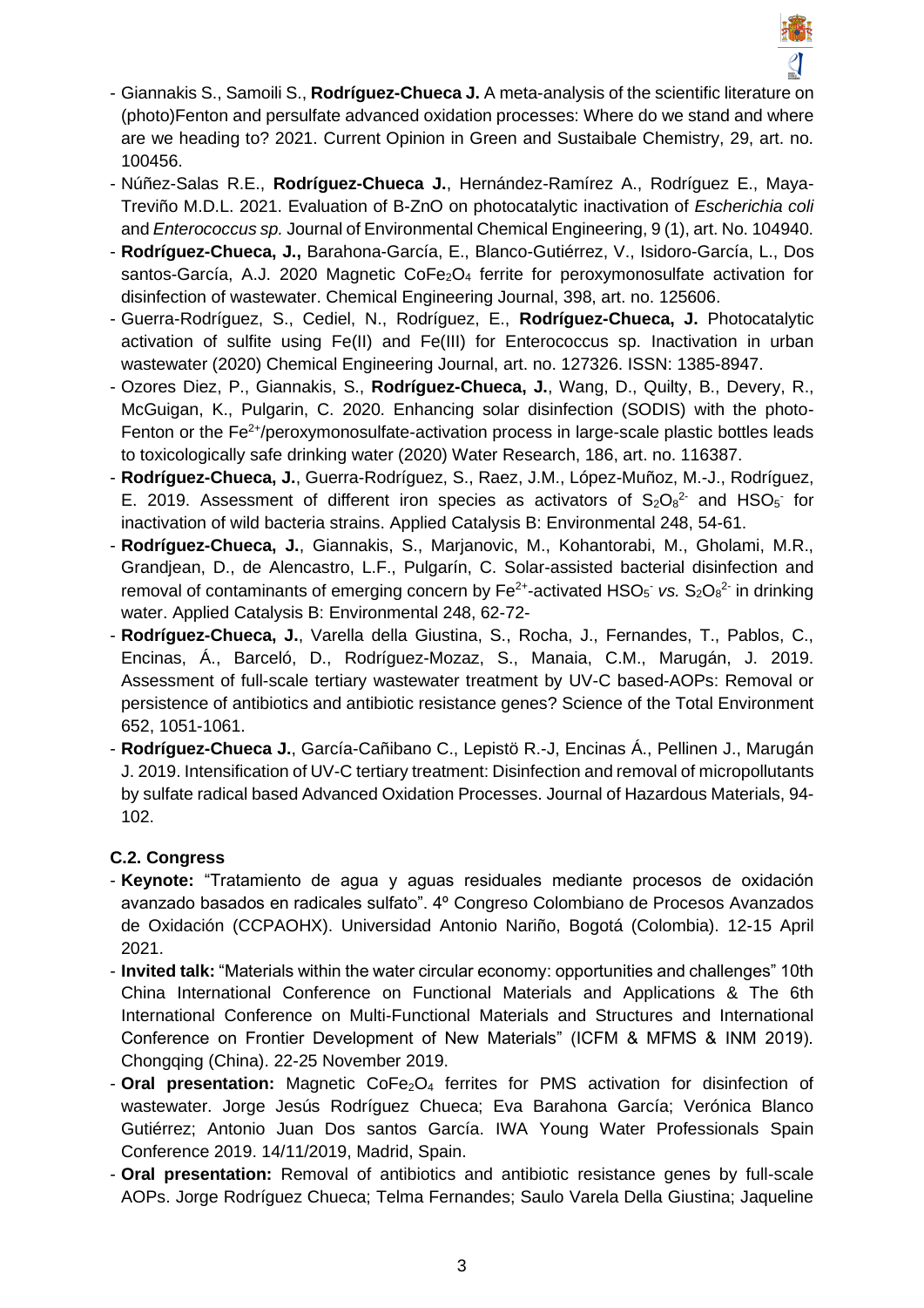- Giannakis S., Samoili S., **Rodríguez-Chueca J.** A meta-analysis of the scientific literature on (photo)Fenton and persulfate advanced oxidation processes: Where do we stand and where are we heading to? 2021. Current Opinion in Green and Sustaibale Chemistry, 29, art. no. 100456.
- Núñez-Salas R.E., **Rodríguez-Chueca J.**, Hernández-Ramírez A., Rodríguez E., Maya-Treviño M.D.L. 2021. Evaluation of B-ZnO on photocatalytic inactivation of *Escherichia coli* and *Enterococcus sp.* Journal of Environmental Chemical Engineering, 9 (1), art. No. 104940.
- **Rodríguez-Chueca, J.,** Barahona-García, E., Blanco-Gutiérrez, V., Isidoro-García, L., Dos santos-García, A.J. 2020 Magnetic $CoFe_2O_4$ ferrite for peroxymonosulfate activation for disinfection of wastewater. Chemical Engineering Journal, 398, art. no. 125606.
- Guerra-Rodríguez, S., Cediel, N., Rodríguez, E., **Rodríguez-Chueca, J.** Photocatalytic activation of sulfite using Fe(II) and Fe(III) for Enterococcus sp. Inactivation in urban wastewater (2020) Chemical Engineering Journal, art. no. 127326. ISSN: 1385-8947.
- Ozores Diez, P., Giannakis, S., **Rodríguez-Chueca, J.**, Wang, D., Quilty, B., Devery, R., McGuigan, K., Pulgarin, C. 2020. Enhancing solar disinfection (SODIS) with the photo-Fenton or the $Fe^{2+}$/peroxymonosulfate-activation process in large-scale plastic bottles leads to toxicologically safe drinking water (2020) Water Research, 186, art. no. 116387.
- **Rodríguez-Chueca, J.**, Guerra-Rodríguez, S., Raez, J.M., López-Muñoz, M.-J., Rodríguez, E. 2019. Assessment of different iron species as activators of $S_2O_8^{2-}$ and $HSO_5^-$ for inactivation of wild bacteria strains. Applied Catalysis B: Environmental 248, 54-61.
- **Rodríguez-Chueca, J.**, Giannakis, S., Marjanovic, M., Kohantorabi, M., Gholami, M.R., Grandjean, D., de Alencastro, L.F., Pulgarín, C. Solar-assisted bacterial disinfection and removal of contaminants of emerging concern by $Fe^{2+}$-activated $HSO_5^-$ *vs.* $S_2O_8^{2-}$ in drinking water. Applied Catalysis B: Environmental 248, 62-72-
- **Rodríguez-Chueca, J.**, Varella della Giustina, S., Rocha, J., Fernandes, T., Pablos, C., Encinas, Á., Barceló, D., Rodríguez-Mozaz, S., Manaia, C.M., Marugán, J. 2019. Assessment of full-scale tertiary wastewater treatment by UV-C based-AOPs: Removal or persistence of antibiotics and antibiotic resistance genes? Science of the Total Environment 652, 1051-1061.
- **Rodríguez-Chueca J.**, García-Cañibano C., Lepistö R.-J, Encinas Á., Pellinen J., Marugán J. 2019. Intensification of UV-C tertiary treatment: Disinfection and removal of micropollutants by sulfate radical based Advanced Oxidation Processes. Journal of Hazardous Materials, 94-102.

### C.2. Congress

- **Keynote:** "Tratamiento de agua y aguas residuales mediante procesos de oxidación avanzado basados en radicales sulfato". 4º Congreso Colombiano de Procesos Avanzados de Oxidación (CCPAOHX). Universidad Antonio Nariño, Bogotá (Colombia). 12-15 April 2021.
- **Invited talk:** "Materials within the water circular economy: opportunities and challenges" 10th China International Conference on Functional Materials and Applications & The 6th International Conference on Multi-Functional Materials and Structures and International Conference on Frontier Development of New Materials" (ICFM & MFMS & INM 2019). Chongqing (China). 22-25 November 2019.
- **Oral presentation:** Magnetic $CoFe_2O_4$ ferrites for PMS activation for disinfection of wastewater. Jorge Jesús Rodríguez Chueca; Eva Barahona García; Verónica Blanco Gutiérrez; Antonio Juan Dos santos García. IWA Young Water Professionals Spain Conference 2019. 14/11/2019, Madrid, Spain.
- **Oral presentation:** Removal of antibiotics and antibiotic resistance genes by full-scale AOPs. Jorge Rodríguez Chueca; Telma Fernandes; Saulo Varela Della Giustina; Jaqueline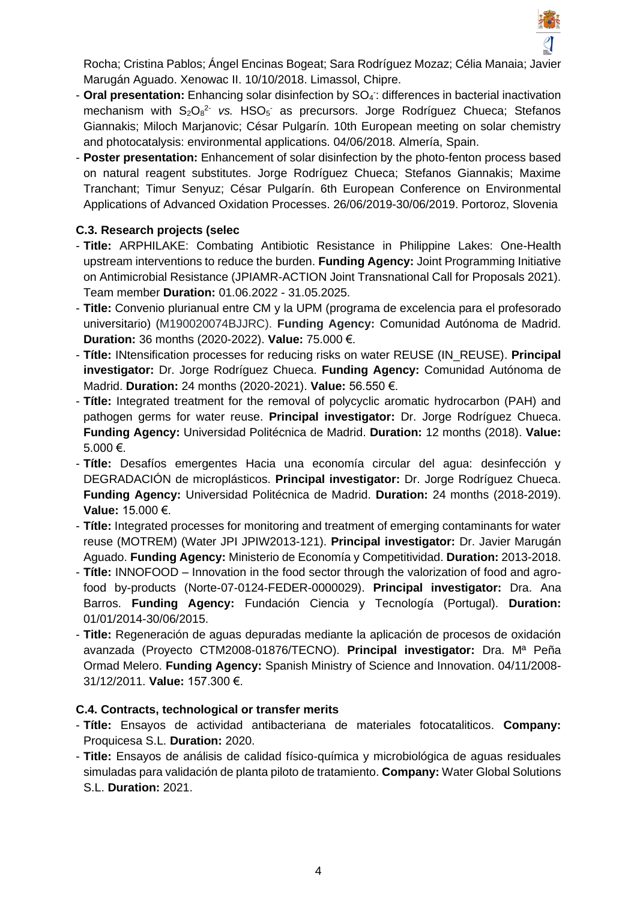Rocha; Cristina Pablos; Ángel Encinas Bogeat; Sara Rodríguez Mozaz; Célia Manaia; Javier Marugán Aguado. Xenowac II. 10/10/2018. Limassol, Chipre.

- **Oral presentation:** Enhancing solar disinfection by $SO_4^-$: differences in bacterial inactivation mechanism with $S_2O_8^{2-}$ *vs.* $HSO_5^-$ as precursors. Jorge Rodríguez Chueca; Stefanos Giannakis; Miloch Marjanovic; César Pulgarín. 10th European meeting on solar chemistry and photocatalysis: environmental applications. 04/06/2018. Almería, Spain.
- **Poster presentation:** Enhancement of solar disinfection by the photo-fenton process based on natural reagent substitutes. Jorge Rodríguez Chueca; Stefanos Giannakis; Maxime Tranchant; Timur Senyuz; César Pulgarín. 6th European Conference on Environmental Applications of Advanced Oxidation Processes. 26/06/2019-30/06/2019. Portoroz, Slovenia

### C.3. Research projects (selec

- **Title:** ARPHILAKE: Combating Antibiotic Resistance in Philippine Lakes: One-Health upstream interventions to reduce the burden. **Funding Agency:** Joint Programming Initiative on Antimicrobial Resistance (JPIAMR-ACTION Joint Transnational Call for Proposals 2021). Team member **Duration:** 01.06.2022 - 31.05.2025.
- **Title:** Convenio plurianual entre CM y la UPM (programa de excelencia para el profesorado universitario) (M190020074BJJRC). **Funding Agency:** Comunidad Autónoma de Madrid. **Duration:** 36 months (2020-2022). **Value:** 75.000 €.
- **Títle:** INtensification processes for reducing risks on water REUSE (IN_REUSE). **Principal investigator:** Dr. Jorge Rodríguez Chueca. **Funding Agency:** Comunidad Autónoma de Madrid. **Duration:** 24 months (2020-2021). **Value:** 56.550 €.
- **Títle:** Integrated treatment for the removal of polycyclic aromatic hydrocarbon (PAH) and pathogen germs for water reuse. **Principal investigator:** Dr. Jorge Rodríguez Chueca. **Funding Agency:** Universidad Politécnica de Madrid. **Duration:** 12 months (2018). **Value:** 5.000 €.
- **Títle:** Desafíos emergentes Hacia una economía circular del agua: desinfección y DEGRADACIÓN de microplásticos. **Principal investigator:** Dr. Jorge Rodríguez Chueca. **Funding Agency:** Universidad Politécnica de Madrid. **Duration:** 24 months (2018-2019). **Value:** 15.000 €.
- **Títle:** Integrated processes for monitoring and treatment of emerging contaminants for water reuse (MOTREM) (Water JPI JPIW2013-121). **Principal investigator:** Dr. Javier Marugán Aguado. **Funding Agency:** Ministerio de Economía y Competitividad. **Duration:** 2013-2018.
- **Títle:** INNOFOOD – Innovation in the food sector through the valorization of food and agro-food by-products (Norte-07-0124-FEDER-0000029). **Principal investigator:** Dra. Ana Barros. **Funding Agency:** Fundación Ciencia y Tecnología (Portugal). **Duration:** 01/01/2014-30/06/2015.
- **Title:** Regeneración de aguas depuradas mediante la aplicación de procesos de oxidación avanzada (Proyecto CTM2008-01876/TECNO). **Principal investigator:** Dra. Mª Peña Ormad Melero. **Funding Agency:** Spanish Ministry of Science and Innovation. 04/11/2008-31/12/2011. **Value:** 157.300 €.

### C.4. Contracts, technological or transfer merits

- **Títle:** Ensayos de actividad antibacteriana de materiales fotocataliticos. **Company:** Proquicesa S.L. **Duration:** 2020.
- **Títle:** Ensayos de análisis de calidad físico-química y microbiológica de aguas residuales simuladas para validación de planta piloto de tratamiento. **Company:** Water Global Solutions S.L. **Duration:** 2021.